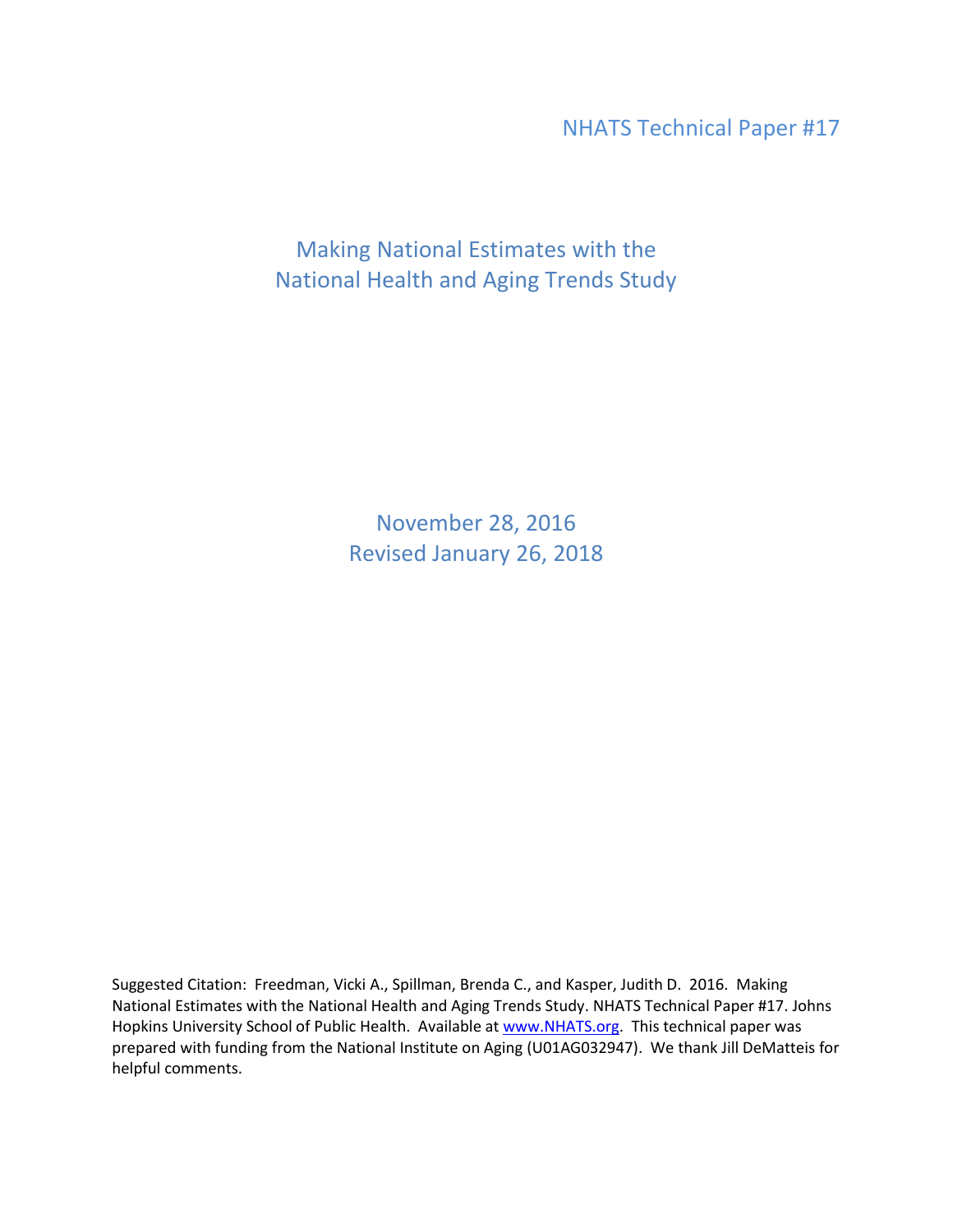NHATS Technical Paper #17

# Making National Estimates with the National Health and Aging Trends Study

November 28, 2016
Revised January 26, 2018

Suggested Citation: Freedman, Vicki A., Spillman, Brenda C., and Kasper, Judith D. 2016. Making National Estimates with the National Health and Aging Trends Study. NHATS Technical Paper #17. Johns Hopkins University School of Public Health. Available at www.NHATS.org. This technical paper was prepared with funding from the National Institute on Aging (U01AG032947). We thank Jill DeMatteis for helpful comments.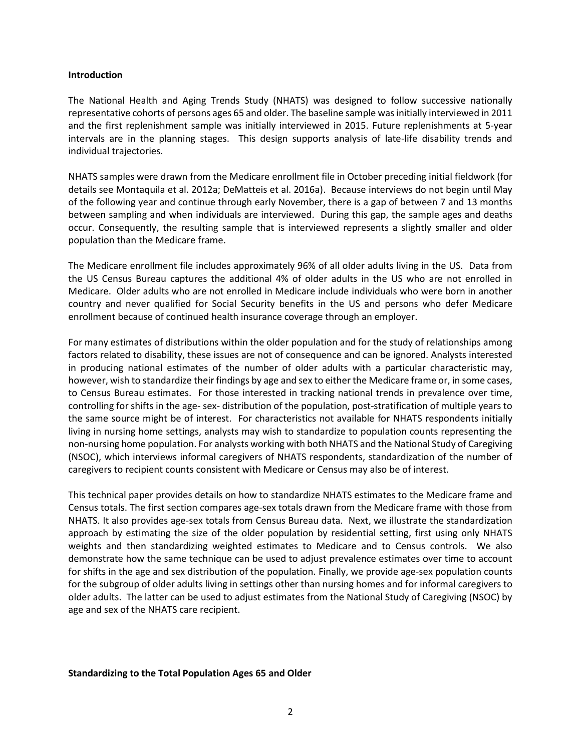## Introduction

The National Health and Aging Trends Study (NHATS) was designed to follow successive nationally representative cohorts of persons ages 65 and older. The baseline sample was initially interviewed in 2011 and the first replenishment sample was initially interviewed in 2015. Future replenishments at 5-year intervals are in the planning stages. This design supports analysis of late-life disability trends and individual trajectories.

NHATS samples were drawn from the Medicare enrollment file in October preceding initial fieldwork (for details see Montaquila et al. 2012a; DeMatteis et al. 2016a). Because interviews do not begin until May of the following year and continue through early November, there is a gap of between 7 and 13 months between sampling and when individuals are interviewed. During this gap, the sample ages and deaths occur. Consequently, the resulting sample that is interviewed represents a slightly smaller and older population than the Medicare frame.

The Medicare enrollment file includes approximately 96% of all older adults living in the US. Data from the US Census Bureau captures the additional 4% of older adults in the US who are not enrolled in Medicare. Older adults who are not enrolled in Medicare include individuals who were born in another country and never qualified for Social Security benefits in the US and persons who defer Medicare enrollment because of continued health insurance coverage through an employer.

For many estimates of distributions within the older population and for the study of relationships among factors related to disability, these issues are not of consequence and can be ignored. Analysts interested in producing national estimates of the number of older adults with a particular characteristic may, however, wish to standardize their findings by age and sex to either the Medicare frame or, in some cases, to Census Bureau estimates. For those interested in tracking national trends in prevalence over time, controlling for shifts in the age- sex- distribution of the population, post-stratification of multiple years to the same source might be of interest. For characteristics not available for NHATS respondents initially living in nursing home settings, analysts may wish to standardize to population counts representing the non-nursing home population. For analysts working with both NHATS and the National Study of Caregiving (NSOC), which interviews informal caregivers of NHATS respondents, standardization of the number of caregivers to recipient counts consistent with Medicare or Census may also be of interest.

This technical paper provides details on how to standardize NHATS estimates to the Medicare frame and Census totals. The first section compares age-sex totals drawn from the Medicare frame with those from NHATS. It also provides age-sex totals from Census Bureau data. Next, we illustrate the standardization approach by estimating the size of the older population by residential setting, first using only NHATS weights and then standardizing weighted estimates to Medicare and to Census controls. We also demonstrate how the same technique can be used to adjust prevalence estimates over time to account for shifts in the age and sex distribution of the population. Finally, we provide age-sex population counts for the subgroup of older adults living in settings other than nursing homes and for informal caregivers to older adults. The latter can be used to adjust estimates from the National Study of Caregiving (NSOC) by age and sex of the NHATS care recipient.

## Standardizing to the Total Population Ages 65 and Older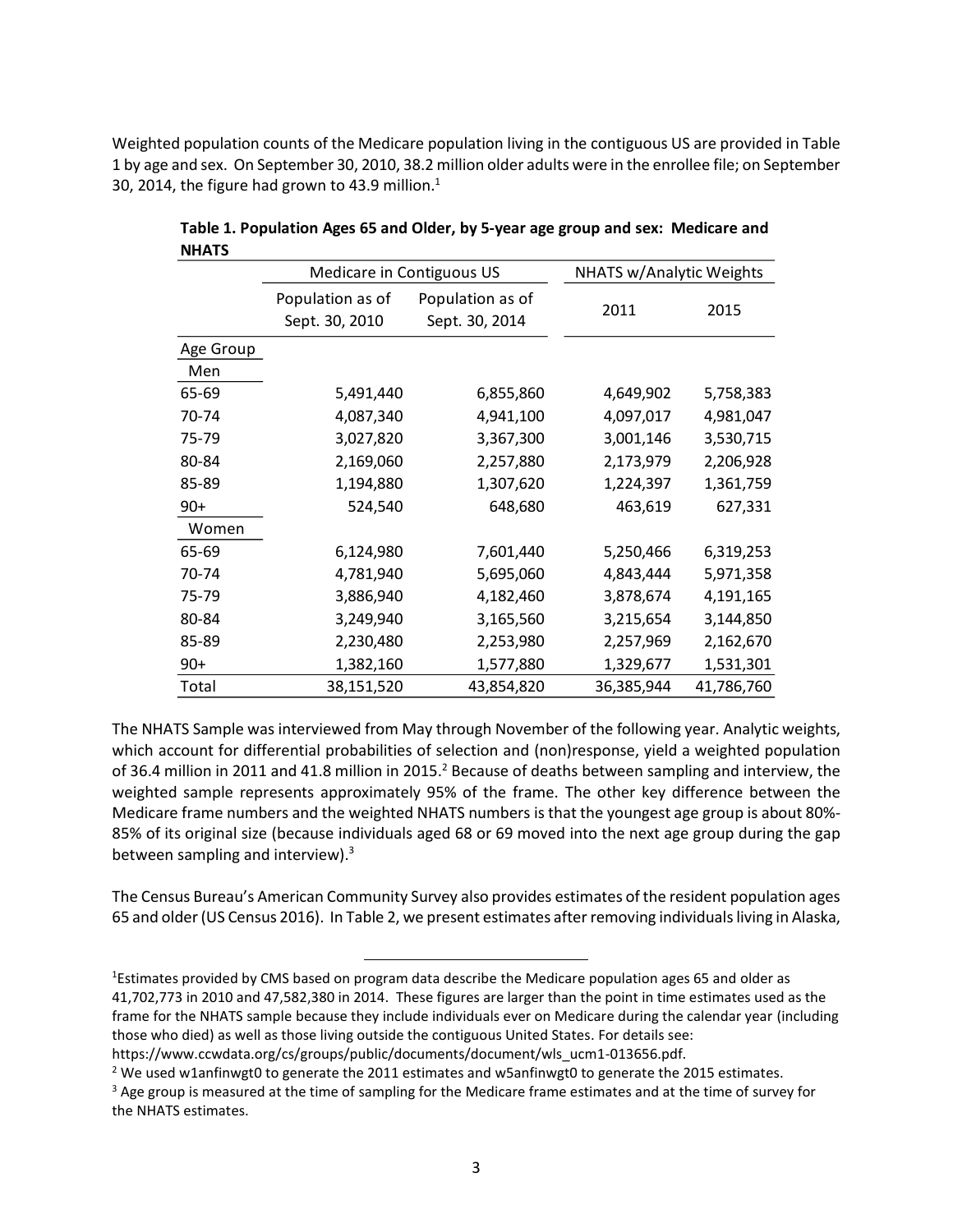Weighted population counts of the Medicare population living in the contiguous US are provided in Table 1 by age and sex. On September 30, 2010, 38.2 million older adults were in the enrollee file; on September 30, 2014, the figure had grown to 43.9 million.[1]

**Table 1. Population Ages 65 and Older, by 5-year age group and sex: Medicare and NHATS**

| | Medicare in Contiguous US | | NHATS w/Analytic Weights | |
|---|---|---|---|---|
| | Population as of Sept. 30, 2010 | Population as of Sept. 30, 2014 | 2011 | 2015 |
| **Age Group** | | | | |
| **Men** | | | | |
| 65-69 | 5,491,440 | 6,855,860 | 4,649,902 | 5,758,383 |
| 70-74 | 4,087,340 | 4,941,100 | 4,097,017 | 4,981,047 |
| 75-79 | 3,027,820 | 3,367,300 | 3,001,146 | 3,530,715 |
| 80-84 | 2,169,060 | 2,257,880 | 2,173,979 | 2,206,928 |
| 85-89 | 1,194,880 | 1,307,620 | 1,224,397 | 1,361,759 |
| 90+ | 524,540 | 648,680 | 463,619 | 627,331 |
| **Women** | | | | |
| 65-69 | 6,124,980 | 7,601,440 | 5,250,466 | 6,319,253 |
| 70-74 | 4,781,940 | 5,695,060 | 4,843,444 | 5,971,358 |
| 75-79 | 3,886,940 | 4,182,460 | 3,878,674 | 4,191,165 |
| 80-84 | 3,249,940 | 3,165,560 | 3,215,654 | 3,144,850 |
| 85-89 | 2,230,480 | 2,253,980 | 2,257,969 | 2,162,670 |
| 90+ | 1,382,160 | 1,577,880 | 1,329,677 | 1,531,301 |
| Total | 38,151,520 | 43,854,820 | 36,385,944 | 41,786,760 |

The NHATS Sample was interviewed from May through November of the following year. Analytic weights, which account for differential probabilities of selection and (non)response, yield a weighted population of 36.4 million in 2011 and 41.8 million in 2015.[2] Because of deaths between sampling and interview, the weighted sample represents approximately 95% of the frame. The other key difference between the Medicare frame numbers and the weighted NHATS numbers is that the youngest age group is about 80%-85% of its original size (because individuals aged 68 or 69 moved into the next age group during the gap between sampling and interview).[3]

The Census Bureau's American Community Survey also provides estimates of the resident population ages 65 and older (US Census 2016). In Table 2, we present estimates after removing individuals living in Alaska,

---

[1] Estimates provided by CMS based on program data describe the Medicare population ages 65 and older as 41,702,773 in 2010 and 47,582,380 in 2014. These figures are larger than the point in time estimates used as the frame for the NHATS sample because they include individuals ever on Medicare during the calendar year (including those who died) as well as those living outside the contiguous United States. For details see: https://www.ccwdata.org/cs/groups/public/documents/document/wls_ucm1-013656.pdf.

[2] We used w1anfinwgt0 to generate the 2011 estimates and w5anfinwgt0 to generate the 2015 estimates.

[3] Age group is measured at the time of sampling for the Medicare frame estimates and at the time of survey for the NHATS estimates.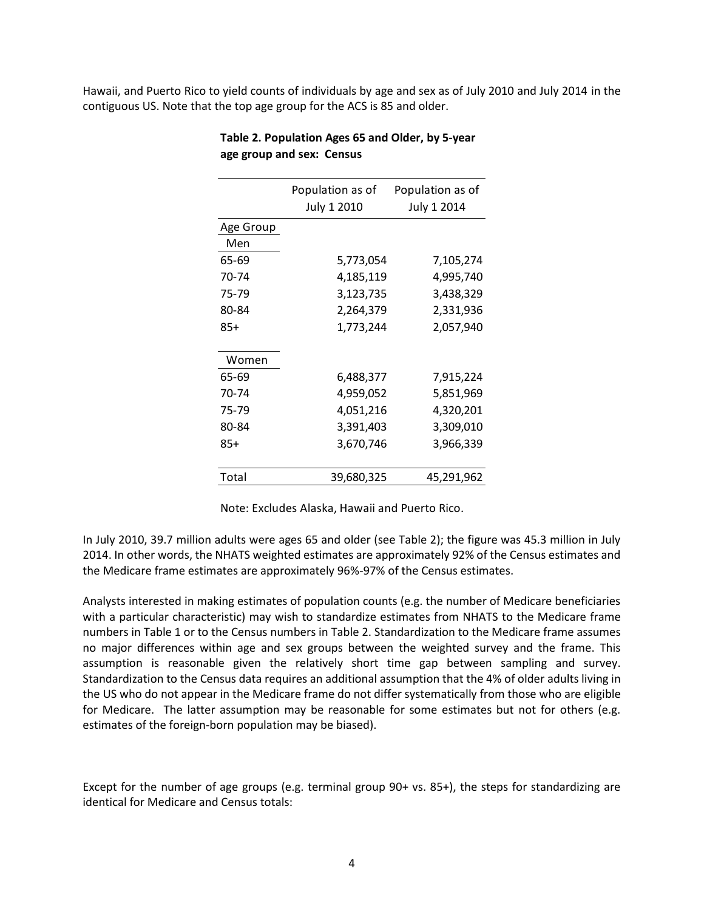Hawaii, and Puerto Rico to yield counts of individuals by age and sex as of July 2010 and July 2014 in the contiguous US. Note that the top age group for the ACS is 85 and older.

**Table 2. Population Ages 65 and Older, by 5-year age group and sex: Census**

| | Population as of July 1 2010 | Population as of July 1 2014 |
|---|---|---|
| Age Group | | |
| Men | | |
| 65-69 | 5,773,054 | 7,105,274 |
| 70-74 | 4,185,119 | 4,995,740 |
| 75-79 | 3,123,735 | 3,438,329 |
| 80-84 | 2,264,379 | 2,331,936 |
| 85+ | 1,773,244 | 2,057,940 |
| Women | | |
| 65-69 | 6,488,377 | 7,915,224 |
| 70-74 | 4,959,052 | 5,851,969 |
| 75-79 | 4,051,216 | 4,320,201 |
| 80-84 | 3,391,403 | 3,309,010 |
| 85+ | 3,670,746 | 3,966,339 |
| Total | 39,680,325 | 45,291,962 |

Note: Excludes Alaska, Hawaii and Puerto Rico.

In July 2010, 39.7 million adults were ages 65 and older (see Table 2); the figure was 45.3 million in July 2014. In other words, the NHATS weighted estimates are approximately 92% of the Census estimates and the Medicare frame estimates are approximately 96%-97% of the Census estimates.

Analysts interested in making estimates of population counts (e.g. the number of Medicare beneficiaries with a particular characteristic) may wish to standardize estimates from NHATS to the Medicare frame numbers in Table 1 or to the Census numbers in Table 2. Standardization to the Medicare frame assumes no major differences within age and sex groups between the weighted survey and the frame. This assumption is reasonable given the relatively short time gap between sampling and survey. Standardization to the Census data requires an additional assumption that the 4% of older adults living in the US who do not appear in the Medicare frame do not differ systematically from those who are eligible for Medicare. The latter assumption may be reasonable for some estimates but not for others (e.g. estimates of the foreign-born population may be biased).

Except for the number of age groups (e.g. terminal group 90+ vs. 85+), the steps for standardizing are identical for Medicare and Census totals: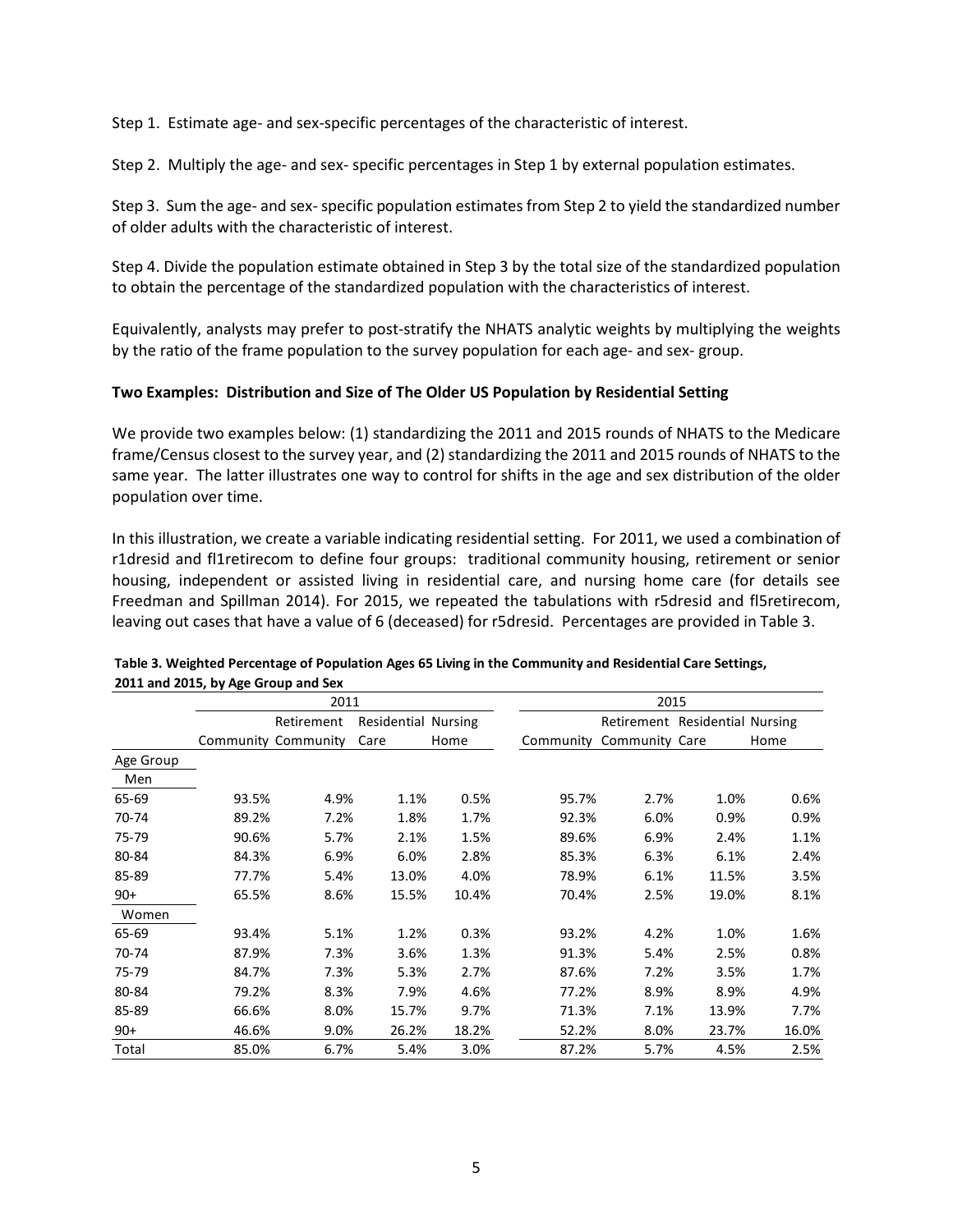Step 1. Estimate age- and sex-specific percentages of the characteristic of interest.

Step 2. Multiply the age- and sex- specific percentages in Step 1 by external population estimates.

Step 3. Sum the age- and sex- specific population estimates from Step 2 to yield the standardized number of older adults with the characteristic of interest.

Step 4. Divide the population estimate obtained in Step 3 by the total size of the standardized population to obtain the percentage of the standardized population with the characteristics of interest.

Equivalently, analysts may prefer to post-stratify the NHATS analytic weights by multiplying the weights by the ratio of the frame population to the survey population for each age- and sex- group.

**Two Examples: Distribution and Size of The Older US Population by Residential Setting**

We provide two examples below: (1) standardizing the 2011 and 2015 rounds of NHATS to the Medicare frame/Census closest to the survey year, and (2) standardizing the 2011 and 2015 rounds of NHATS to the same year. The latter illustrates one way to control for shifts in the age and sex distribution of the older population over time.

In this illustration, we create a variable indicating residential setting. For 2011, we used a combination of r1dresid and fl1retirecom to define four groups: traditional community housing, retirement or senior housing, independent or assisted living in residential care, and nursing home care (for details see Freedman and Spillman 2014). For 2015, we repeated the tabulations with r5dresid and fl5retirecom, leaving out cases that have a value of 6 (deceased) for r5dresid. Percentages are provided in Table 3.

**Table 3. Weighted Percentage of Population Ages 65 Living in the Community and Residential Care Settings, 2011 and 2015, by Age Group and Sex**

| | 2011 | | | | 2015 | | | |
|---|---|---|---|---|---|---|---|---|
| | Community | Retirement Community | Residential Care | Nursing Home | Community | Retirement Community | Residential Care | Nursing Home |
| Age Group | | | | | | | | |
| Men | | | | | | | | |
| 65-69 | 93.5% | 4.9% | 1.1% | 0.5% | 95.7% | 2.7% | 1.0% | 0.6% |
| 70-74 | 89.2% | 7.2% | 1.8% | 1.7% | 92.3% | 6.0% | 0.9% | 0.9% |
| 75-79 | 90.6% | 5.7% | 2.1% | 1.5% | 89.6% | 6.9% | 2.4% | 1.1% |
| 80-84 | 84.3% | 6.9% | 6.0% | 2.8% | 85.3% | 6.3% | 6.1% | 2.4% |
| 85-89 | 77.7% | 5.4% | 13.0% | 4.0% | 78.9% | 6.1% | 11.5% | 3.5% |
| 90+ | 65.5% | 8.6% | 15.5% | 10.4% | 70.4% | 2.5% | 19.0% | 8.1% |
| Women | | | | | | | | |
| 65-69 | 93.4% | 5.1% | 1.2% | 0.3% | 93.2% | 4.2% | 1.0% | 1.6% |
| 70-74 | 87.9% | 7.3% | 3.6% | 1.3% | 91.3% | 5.4% | 2.5% | 0.8% |
| 75-79 | 84.7% | 7.3% | 5.3% | 2.7% | 87.6% | 7.2% | 3.5% | 1.7% |
| 80-84 | 79.2% | 8.3% | 7.9% | 4.6% | 77.2% | 8.9% | 8.9% | 4.9% |
| 85-89 | 66.6% | 8.0% | 15.7% | 9.7% | 71.3% | 7.1% | 13.9% | 7.7% |
| 90+ | 46.6% | 9.0% | 26.2% | 18.2% | 52.2% | 8.0% | 23.7% | 16.0% |
| Total | 85.0% | 6.7% | 5.4% | 3.0% | 87.2% | 5.7% | 4.5% | 2.5% |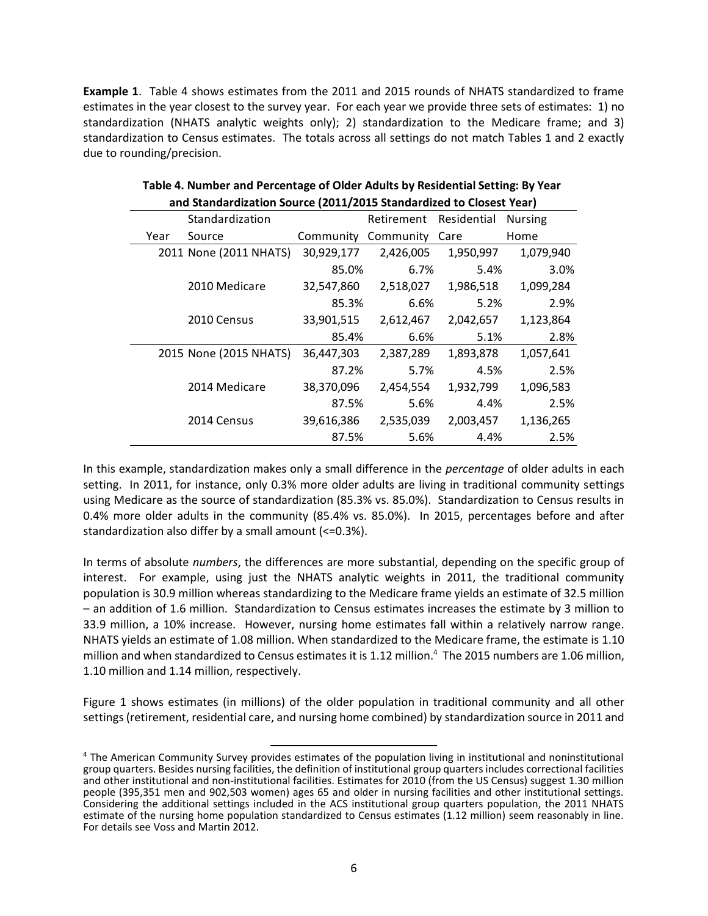**Example 1**. Table 4 shows estimates from the 2011 and 2015 rounds of NHATS standardized to frame estimates in the year closest to the survey year. For each year we provide three sets of estimates: 1) no standardization (NHATS analytic weights only); 2) standardization to the Medicare frame; and 3) standardization to Census estimates. The totals across all settings do not match Tables 1 and 2 exactly due to rounding/precision.

**Table 4. Number and Percentage of Older Adults by Residential Setting: By Year and Standardization Source (2011/2015 Standardized to Closest Year)**

| Year | Standardization Source | Community | Retirement Community | Residential Care | Nursing Home |
|---|---|---|---|---|---|
| 2011 | None (2011 NHATS) | 30,929,177 | 2,426,005 | 1,950,997 | 1,079,940 |
| | | 85.0% | 6.7% | 5.4% | 3.0% |
| | 2010 Medicare | 32,547,860 | 2,518,027 | 1,986,518 | 1,099,284 |
| | | 85.3% | 6.6% | 5.2% | 2.9% |
| | 2010 Census | 33,901,515 | 2,612,467 | 2,042,657 | 1,123,864 |
| | | 85.4% | 6.6% | 5.1% | 2.8% |
| 2015 | None (2015 NHATS) | 36,447,303 | 2,387,289 | 1,893,878 | 1,057,641 |
| | | 87.2% | 5.7% | 4.5% | 2.5% |
| | 2014 Medicare | 38,370,096 | 2,454,554 | 1,932,799 | 1,096,583 |
| | | 87.5% | 5.6% | 4.4% | 2.5% |
| | 2014 Census | 39,616,386 | 2,535,039 | 2,003,457 | 1,136,265 |
| | | 87.5% | 5.6% | 4.4% | 2.5% |

In this example, standardization makes only a small difference in the *percentage* of older adults in each setting. In 2011, for instance, only 0.3% more older adults are living in traditional community settings using Medicare as the source of standardization (85.3% vs. 85.0%). Standardization to Census results in 0.4% more older adults in the community (85.4% vs. 85.0%). In 2015, percentages before and after standardization also differ by a small amount (<=0.3%).

In terms of absolute *numbers*, the differences are more substantial, depending on the specific group of interest. For example, using just the NHATS analytic weights in 2011, the traditional community population is 30.9 million whereas standardizing to the Medicare frame yields an estimate of 32.5 million – an addition of 1.6 million. Standardization to Census estimates increases the estimate by 3 million to 33.9 million, a 10% increase. However, nursing home estimates fall within a relatively narrow range. NHATS yields an estimate of 1.08 million. When standardized to the Medicare frame, the estimate is 1.10 million and when standardized to Census estimates it is 1.12 million.[4] The 2015 numbers are 1.06 million, 1.10 million and 1.14 million, respectively.

Figure 1 shows estimates (in millions) of the older population in traditional community and all other settings (retirement, residential care, and nursing home combined) by standardization source in 2011 and

[4] The American Community Survey provides estimates of the population living in institutional and noninstitutional group quarters. Besides nursing facilities, the definition of institutional group quarters includes correctional facilities and other institutional and non-institutional facilities. Estimates for 2010 (from the US Census) suggest 1.30 million people (395,351 men and 902,503 women) ages 65 and older in nursing facilities and other institutional settings. Considering the additional settings included in the ACS institutional group quarters population, the 2011 NHATS estimate of the nursing home population standardized to Census estimates (1.12 million) seem reasonably in line. For details see Voss and Martin 2012.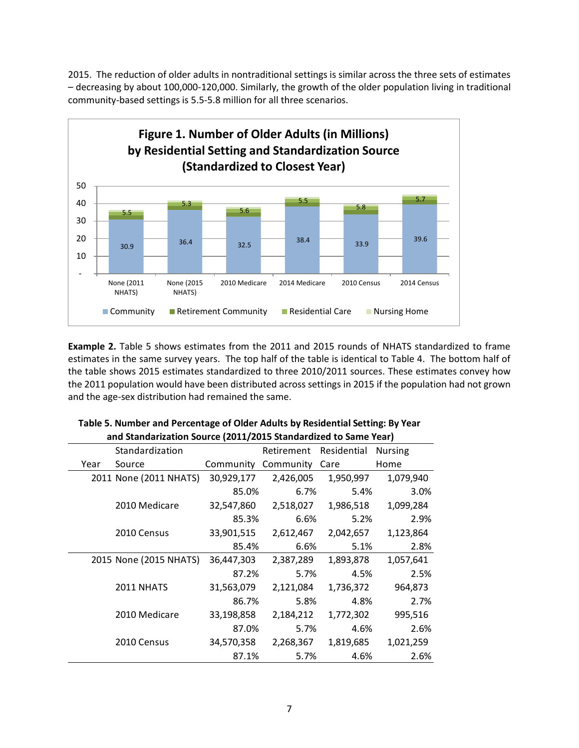2015. The reduction of older adults in nontraditional settings is similar across the three sets of estimates – decreasing by about 100,000-120,000. Similarly, the growth of the older population living in traditional community-based settings is 5.5-5.8 million for all three scenarios.

**Figure 1. Number of Older Adults (in Millions) by Residential Setting and Standardization Source (Standardized to Closest Year)**

**Example 2.** Table 5 shows estimates from the 2011 and 2015 rounds of NHATS standardized to frame estimates in the same survey years. The top half of the table is identical to Table 4. The bottom half of the table shows 2015 estimates standardized to three 2010/2011 sources. These estimates convey how the 2011 population would have been distributed across settings in 2015 if the population had not grown and the age-sex distribution had remained the same.

**Table 5. Number and Percentage of Older Adults by Residential Setting: By Year and Standarization Source (2011/2015 Standardized to Same Year)**

| Year | Standardization Source | Community | Retirement Community | Residential Care | Nursing Home |
|---|---|---|---|---|---|
| 2011 | None (2011 NHATS) | 30,929,177 | 2,426,005 | 1,950,997 | 1,079,940 |
| | | 85.0% | 6.7% | 5.4% | 3.0% |
| | 2010 Medicare | 32,547,860 | 2,518,027 | 1,986,518 | 1,099,284 |
| | | 85.3% | 6.6% | 5.2% | 2.9% |
| | 2010 Census | 33,901,515 | 2,612,467 | 2,042,657 | 1,123,864 |
| | | 85.4% | 6.6% | 5.1% | 2.8% |
| 2015 | None (2015 NHATS) | 36,447,303 | 2,387,289 | 1,893,878 | 1,057,641 |
| | | 87.2% | 5.7% | 4.5% | 2.5% |
| | 2011 NHATS | 31,563,079 | 2,121,084 | 1,736,372 | 964,873 |
| | | 86.7% | 5.8% | 4.8% | 2.7% |
| | 2010 Medicare | 33,198,858 | 2,184,212 | 1,772,302 | 995,516 |
| | | 87.0% | 5.7% | 4.6% | 2.6% |
| | 2010 Census | 34,570,358 | 2,268,367 | 1,819,685 | 1,021,259 |
| | | 87.1% | 5.7% | 4.6% | 2.6% |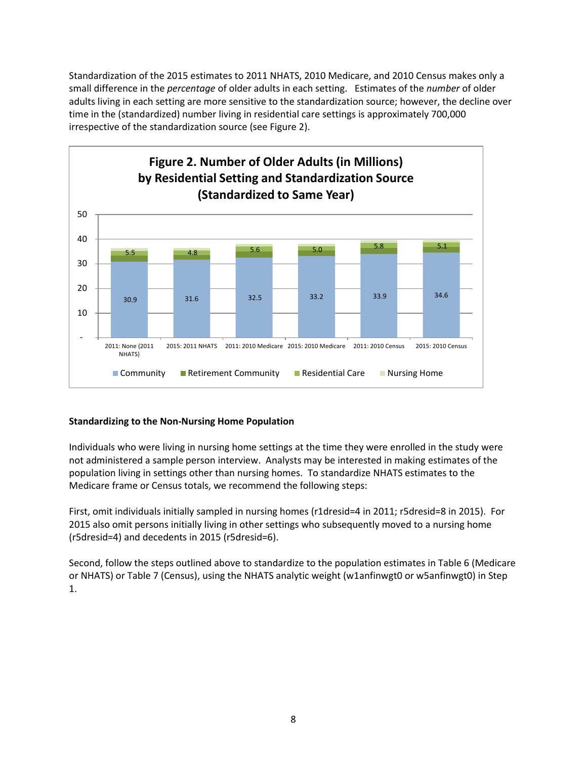Standardization of the 2015 estimates to 2011 NHATS, 2010 Medicare, and 2010 Census makes only a small difference in the *percentage* of older adults in each setting. Estimates of the *number* of older adults living in each setting are more sensitive to the standardization source; however, the decline over time in the (standardized) number living in residential care settings is approximately 700,000 irrespective of the standardization source (see Figure 2).

**Figure 2. Number of Older Adults (in Millions) by Residential Setting and Standardization Source (Standardized to Same Year)**

| | 2011: None (2011 NHATS) | 2015: 2011 NHATS | 2011: 2010 Medicare | 2015: 2010 Medicare | 2011: 2010 Census | 2015: 2010 Census |
|---|---|---|---|---|---|---|
| Community | 30.9 | 31.6 | 32.5 | 33.2 | 33.9 | 34.6 |
| Residential Care | 5.5 | 4.8 | 5.6 | 5.0 | 5.8 | 5.1 |

Legend: Community, Retirement Community, Residential Care, Nursing Home

### Standardizing to the Non-Nursing Home Population

Individuals who were living in nursing home settings at the time they were enrolled in the study were not administered a sample person interview. Analysts may be interested in making estimates of the population living in settings other than nursing homes. To standardize NHATS estimates to the Medicare frame or Census totals, we recommend the following steps:

First, omit individuals initially sampled in nursing homes (r1dresid=4 in 2011; r5dresid=8 in 2015). For 2015 also omit persons initially living in other settings who subsequently moved to a nursing home (r5dresid=4) and decedents in 2015 (r5dresid=6).

Second, follow the steps outlined above to standardize to the population estimates in Table 6 (Medicare or NHATS) or Table 7 (Census), using the NHATS analytic weight (w1anfinwgt0 or w5anfinwgt0) in Step 1.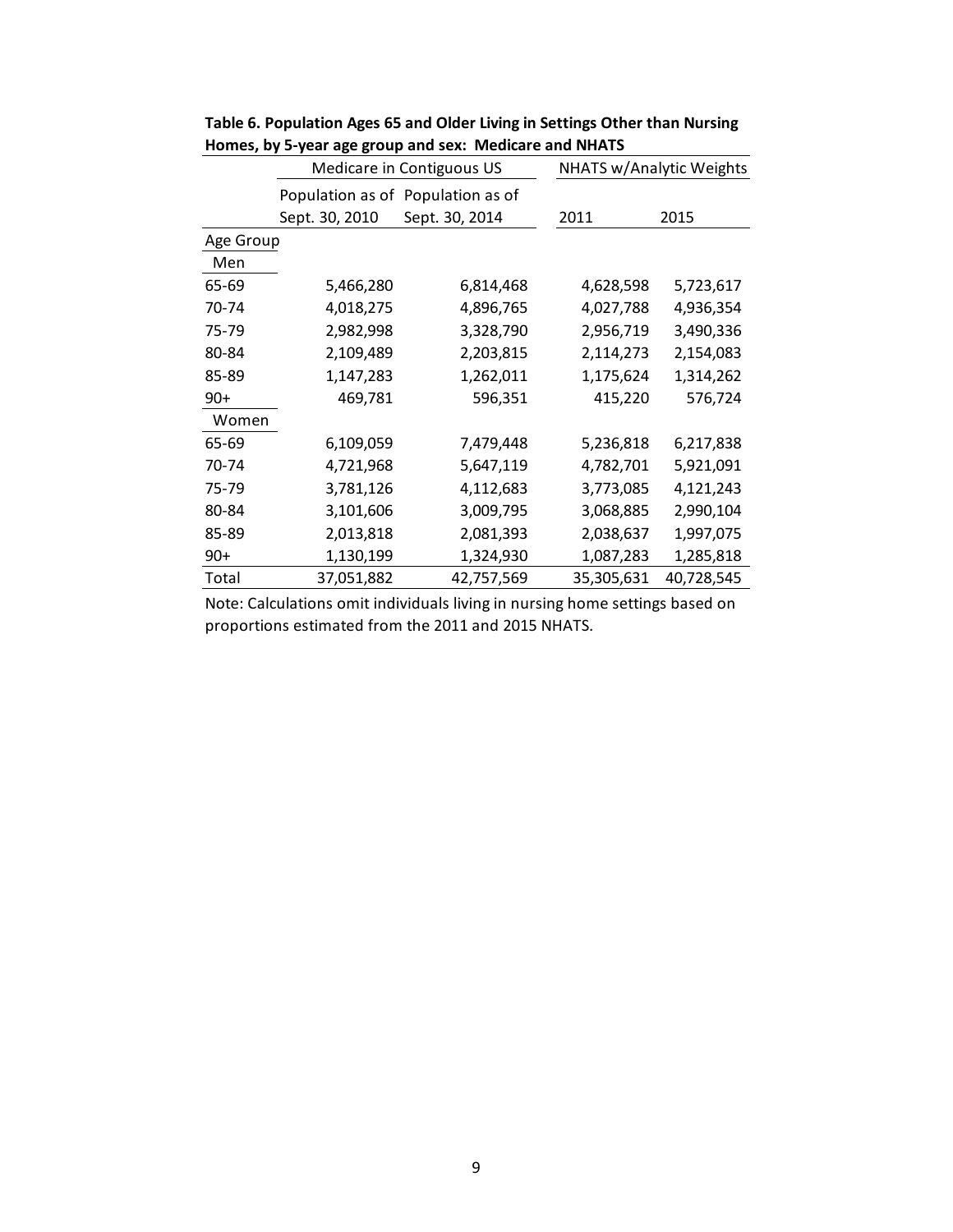**Table 6. Population Ages 65 and Older Living in Settings Other than Nursing Homes, by 5-year age group and sex: Medicare and NHATS**

| | Medicare in Contiguous US | | NHATS w/Analytic Weights | |
|---|---|---|---|---|
| | Population as of Sept. 30, 2010 | Population as of Sept. 30, 2014 | 2011 | 2015 |
| Age Group | | | | |
| Men | | | | |
| 65-69 | 5,466,280 | 6,814,468 | 4,628,598 | 5,723,617 |
| 70-74 | 4,018,275 | 4,896,765 | 4,027,788 | 4,936,354 |
| 75-79 | 2,982,998 | 3,328,790 | 2,956,719 | 3,490,336 |
| 80-84 | 2,109,489 | 2,203,815 | 2,114,273 | 2,154,083 |
| 85-89 | 1,147,283 | 1,262,011 | 1,175,624 | 1,314,262 |
| 90+ | 469,781 | 596,351 | 415,220 | 576,724 |
| Women | | | | |
| 65-69 | 6,109,059 | 7,479,448 | 5,236,818 | 6,217,838 |
| 70-74 | 4,721,968 | 5,647,119 | 4,782,701 | 5,921,091 |
| 75-79 | 3,781,126 | 4,112,683 | 3,773,085 | 4,121,243 |
| 80-84 | 3,101,606 | 3,009,795 | 3,068,885 | 2,990,104 |
| 85-89 | 2,013,818 | 2,081,393 | 2,038,637 | 1,997,075 |
| 90+ | 1,130,199 | 1,324,930 | 1,087,283 | 1,285,818 |
| Total | 37,051,882 | 42,757,569 | 35,305,631 | 40,728,545 |

Note: Calculations omit individuals living in nursing home settings based on proportions estimated from the 2011 and 2015 NHATS.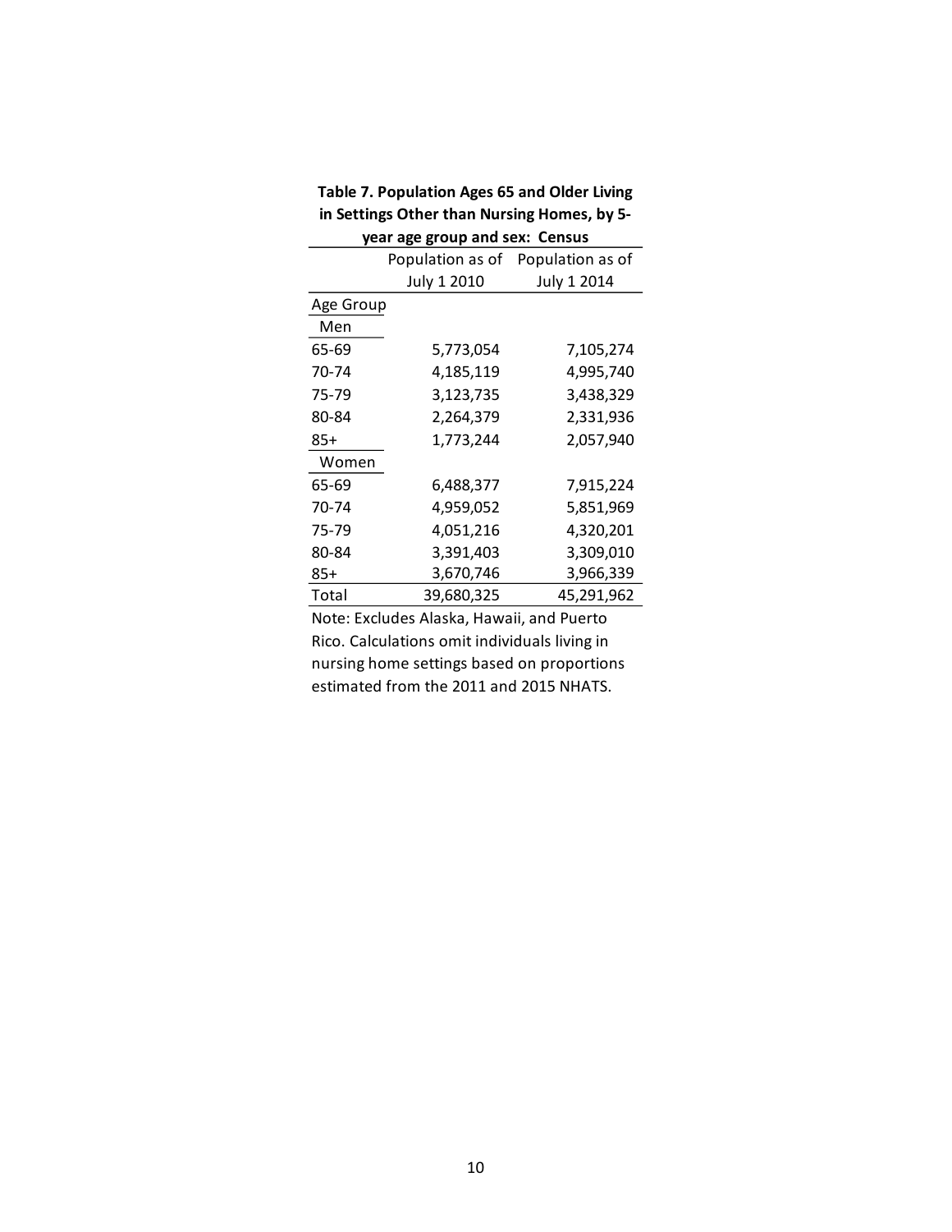**Table 7. Population Ages 65 and Older Living in Settings Other than Nursing Homes, by 5-year age group and sex: Census**

| | Population as of July 1 2010 | Population as of July 1 2014 |
|---|---|---|
| Age Group | | |
| Men | | |
| 65-69 | 5,773,054 | 7,105,274 |
| 70-74 | 4,185,119 | 4,995,740 |
| 75-79 | 3,123,735 | 3,438,329 |
| 80-84 | 2,264,379 | 2,331,936 |
| 85+ | 1,773,244 | 2,057,940 |
| Women | | |
| 65-69 | 6,488,377 | 7,915,224 |
| 70-74 | 4,959,052 | 5,851,969 |
| 75-79 | 4,051,216 | 4,320,201 |
| 80-84 | 3,391,403 | 3,309,010 |
| 85+ | 3,670,746 | 3,966,339 |
| Total | 39,680,325 | 45,291,962 |

Note: Excludes Alaska, Hawaii, and Puerto Rico. Calculations omit individuals living in nursing home settings based on proportions estimated from the 2011 and 2015 NHATS.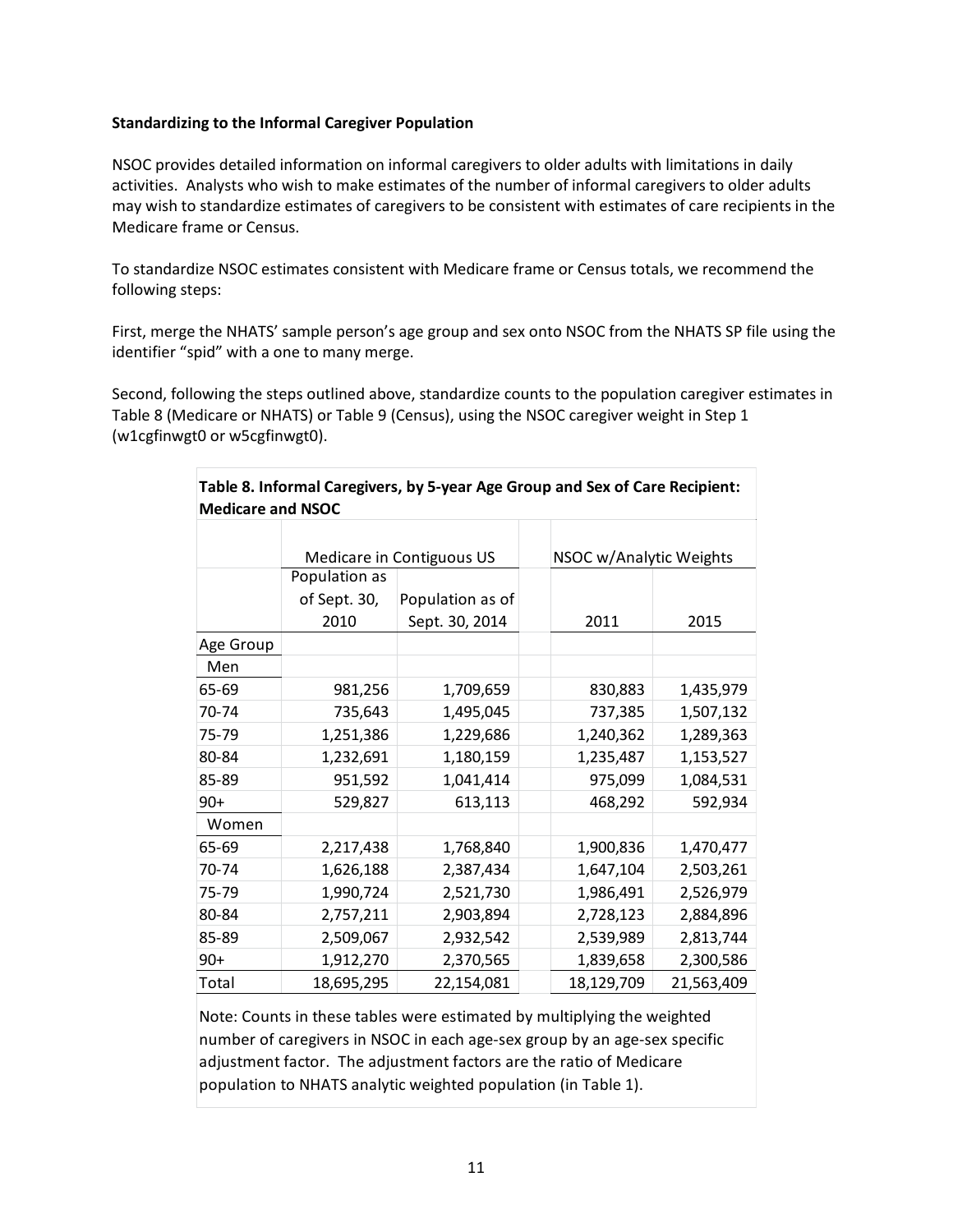**Standardizing to the Informal Caregiver Population**

NSOC provides detailed information on informal caregivers to older adults with limitations in daily activities. Analysts who wish to make estimates of the number of informal caregivers to older adults may wish to standardize estimates of caregivers to be consistent with estimates of care recipients in the Medicare frame or Census.

To standardize NSOC estimates consistent with Medicare frame or Census totals, we recommend the following steps:

First, merge the NHATS' sample person's age group and sex onto NSOC from the NHATS SP file using the identifier "spid" with a one to many merge.

Second, following the steps outlined above, standardize counts to the population caregiver estimates in Table 8 (Medicare or NHATS) or Table 9 (Census), using the NSOC caregiver weight in Step 1 (w1cgfinwgt0 or w5cgfinwgt0).

**Table 8. Informal Caregivers, by 5-year Age Group and Sex of Care Recipient: Medicare and NSOC**

| | Medicare in Contiguous US | | NSOC w/Analytic Weights | |
|---|---|---|---|---|
| | Population as of Sept. 30, 2010 | Population as of Sept. 30, 2014 | 2011 | 2015 |
| Age Group | | | | |
| Men | | | | |
| 65-69 | 981,256 | 1,709,659 | 830,883 | 1,435,979 |
| 70-74 | 735,643 | 1,495,045 | 737,385 | 1,507,132 |
| 75-79 | 1,251,386 | 1,229,686 | 1,240,362 | 1,289,363 |
| 80-84 | 1,232,691 | 1,180,159 | 1,235,487 | 1,153,527 |
| 85-89 | 951,592 | 1,041,414 | 975,099 | 1,084,531 |
| 90+ | 529,827 | 613,113 | 468,292 | 592,934 |
| Women | | | | |
| 65-69 | 2,217,438 | 1,768,840 | 1,900,836 | 1,470,477 |
| 70-74 | 1,626,188 | 2,387,434 | 1,647,104 | 2,503,261 |
| 75-79 | 1,990,724 | 2,521,730 | 1,986,491 | 2,526,979 |
| 80-84 | 2,757,211 | 2,903,894 | 2,728,123 | 2,884,896 |
| 85-89 | 2,509,067 | 2,932,542 | 2,539,989 | 2,813,744 |
| 90+ | 1,912,270 | 2,370,565 | 1,839,658 | 2,300,586 |
| Total | 18,695,295 | 22,154,081 | 18,129,709 | 21,563,409 |

Note: Counts in these tables were estimated by multiplying the weighted number of caregivers in NSOC in each age-sex group by an age-sex specific adjustment factor. The adjustment factors are the ratio of Medicare population to NHATS analytic weighted population (in Table 1).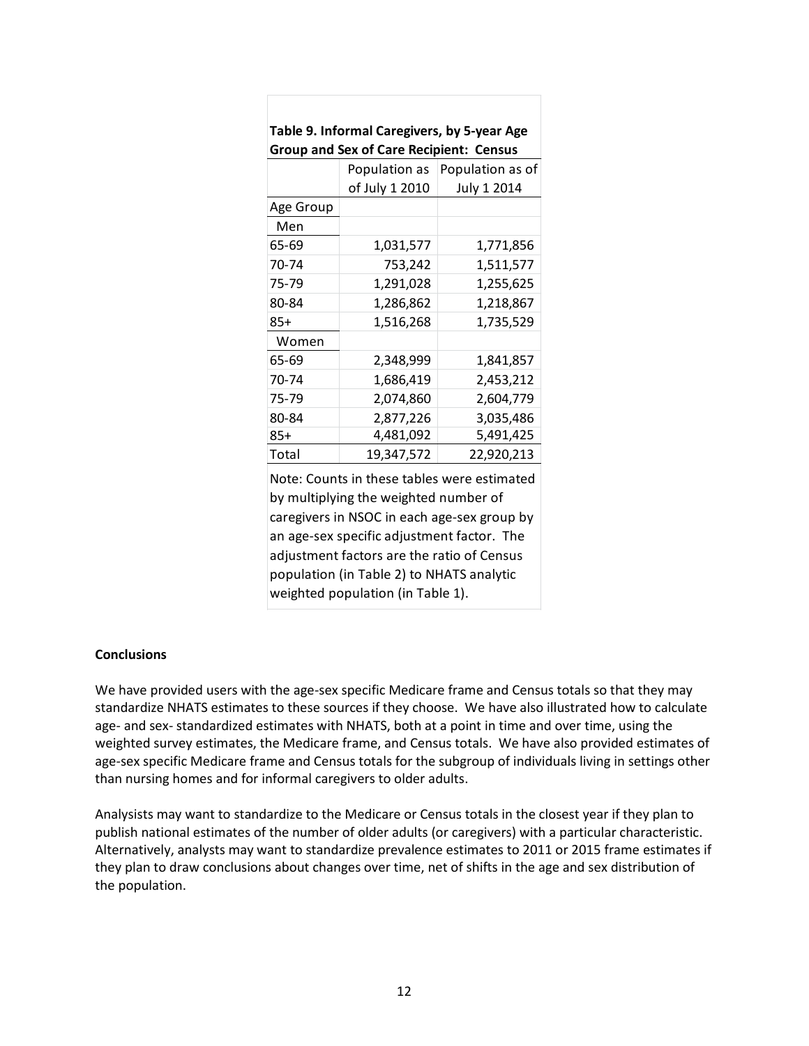**Table 9. Informal Caregivers, by 5-year Age Group and Sex of Care Recipient: Census**

| | Population as of July 1 2010 | Population as of July 1 2014 |
|---|---|---|
| Age Group | | |
| Men | | |
| 65-69 | 1,031,577 | 1,771,856 |
| 70-74 | 753,242 | 1,511,577 |
| 75-79 | 1,291,028 | 1,255,625 |
| 80-84 | 1,286,862 | 1,218,867 |
| 85+ | 1,516,268 | 1,735,529 |
| Women | | |
| 65-69 | 2,348,999 | 1,841,857 |
| 70-74 | 1,686,419 | 2,453,212 |
| 75-79 | 2,074,860 | 2,604,779 |
| 80-84 | 2,877,226 | 3,035,486 |
| 85+ | 4,481,092 | 5,491,425 |
| Total | 19,347,572 | 22,920,213 |

Note: Counts in these tables were estimated by multiplying the weighted number of caregivers in NSOC in each age-sex group by an age-sex specific adjustment factor. The adjustment factors are the ratio of Census population (in Table 2) to NHATS analytic weighted population (in Table 1).

**Conclusions**

We have provided users with the age-sex specific Medicare frame and Census totals so that they may standardize NHATS estimates to these sources if they choose. We have also illustrated how to calculate age- and sex- standardized estimates with NHATS, both at a point in time and over time, using the weighted survey estimates, the Medicare frame, and Census totals. We have also provided estimates of age-sex specific Medicare frame and Census totals for the subgroup of individuals living in settings other than nursing homes and for informal caregivers to older adults.

Analysists may want to standardize to the Medicare or Census totals in the closest year if they plan to publish national estimates of the number of older adults (or caregivers) with a particular characteristic. Alternatively, analysts may want to standardize prevalence estimates to 2011 or 2015 frame estimates if they plan to draw conclusions about changes over time, net of shifts in the age and sex distribution of the population.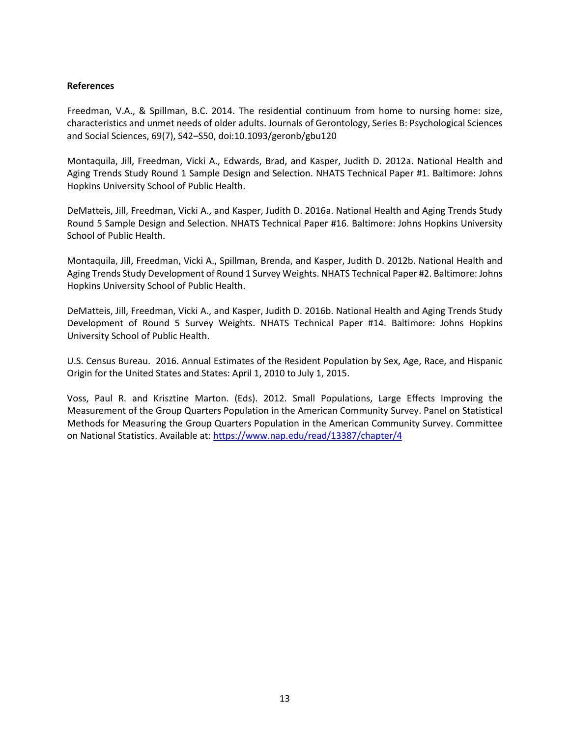**References**

Freedman, V.A., & Spillman, B.C. 2014. The residential continuum from home to nursing home: size, characteristics and unmet needs of older adults. Journals of Gerontology, Series B: Psychological Sciences and Social Sciences, 69(7), S42–S50, doi:10.1093/geronb/gbu120

Montaquila, Jill, Freedman, Vicki A., Edwards, Brad, and Kasper, Judith D. 2012a. National Health and Aging Trends Study Round 1 Sample Design and Selection. NHATS Technical Paper #1. Baltimore: Johns Hopkins University School of Public Health.

DeMatteis, Jill, Freedman, Vicki A., and Kasper, Judith D. 2016a. National Health and Aging Trends Study Round 5 Sample Design and Selection. NHATS Technical Paper #16. Baltimore: Johns Hopkins University School of Public Health.

Montaquila, Jill, Freedman, Vicki A., Spillman, Brenda, and Kasper, Judith D. 2012b. National Health and Aging Trends Study Development of Round 1 Survey Weights. NHATS Technical Paper #2. Baltimore: Johns Hopkins University School of Public Health.

DeMatteis, Jill, Freedman, Vicki A., and Kasper, Judith D. 2016b. National Health and Aging Trends Study Development of Round 5 Survey Weights. NHATS Technical Paper #14. Baltimore: Johns Hopkins University School of Public Health.

U.S. Census Bureau. 2016. Annual Estimates of the Resident Population by Sex, Age, Race, and Hispanic Origin for the United States and States: April 1, 2010 to July 1, 2015.

Voss, Paul R. and Krisztine Marton. (Eds). 2012. Small Populations, Large Effects Improving the Measurement of the Group Quarters Population in the American Community Survey. Panel on Statistical Methods for Measuring the Group Quarters Population in the American Community Survey. Committee on National Statistics. Available at: https://www.nap.edu/read/13387/chapter/4